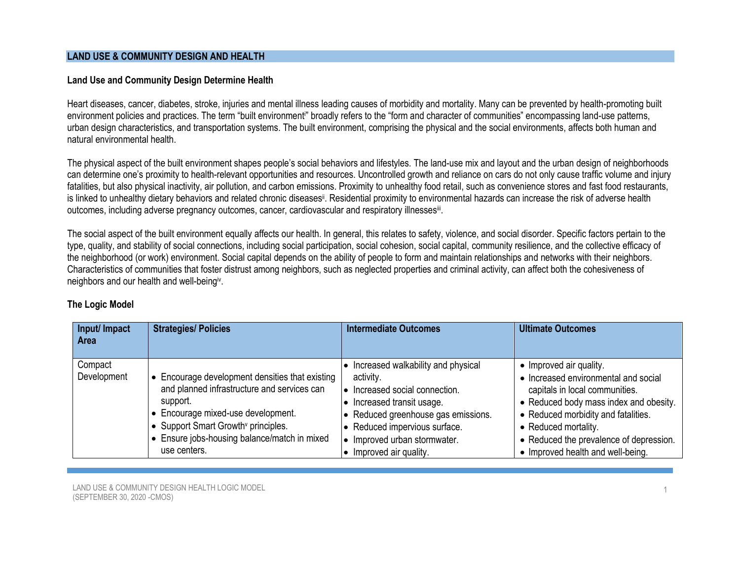# LAND USE & COMMUNITY DESIGN AND HEALTH

## Land Use and Community Design Determine Health

Heart diseases, cancer, diabetes, stroke, injuries and mental illness leading causes of morbidity and mortality. Many can be prevented by health-promoting built environment policies and practices. The term "built environment[i]" broadly refers to the "form and character of communities" encompassing land-use patterns, urban design characteristics, and transportation systems. The built environment, comprising the physical and the social environments, affects both human and natural environmental health.

The physical aspect of the built environment shapes people's social behaviors and lifestyles. The land-use mix and layout and the urban design of neighborhoods can determine one's proximity to health-relevant opportunities and resources. Uncontrolled growth and reliance on cars do not only cause traffic volume and injury fatalities, but also physical inactivity, air pollution, and carbon emissions. Proximity to unhealthy food retail, such as convenience stores and fast food restaurants, is linked to unhealthy dietary behaviors and related chronic diseases[ii]. Residential proximity to environmental hazards can increase the risk of adverse health outcomes, including adverse pregnancy outcomes, cancer, cardiovascular and respiratory illnesses[iii].

The social aspect of the built environment equally affects our health. In general, this relates to safety, violence, and social disorder. Specific factors pertain to the type, quality, and stability of social connections, including social participation, social cohesion, social capital, community resilience, and the collective efficacy of the neighborhood (or work) environment. Social capital depends on the ability of people to form and maintain relationships and networks with their neighbors. Characteristics of communities that foster distrust among neighbors, such as neglected properties and criminal activity, can affect both the cohesiveness of neighbors and our health and well-being[iv].

## The Logic Model

| Input/ Impact Area | Strategies/ Policies | Intermediate Outcomes | Ultimate Outcomes |
|---|---|---|---|
| Compact Development | • Encourage development densities that existing and planned infrastructure and services can support.<br>• Encourage mixed-use development.<br>• Support Smart Growth[v] principles.<br>• Ensure jobs-housing balance/match in mixed use centers. | • Increased walkability and physical activity.<br>• Increased social connection.<br>• Increased transit usage.<br>• Reduced greenhouse gas emissions.<br>• Reduced impervious surface.<br>• Improved urban stormwater.<br>• Improved air quality. | • Improved air quality.<br>• Increased environmental and social capitals in local communities.<br>• Reduced body mass index and obesity.<br>• Reduced morbidity and fatalities.<br>• Reduced mortality.<br>• Reduced the prevalence of depression.<br>• Improved health and well-being. |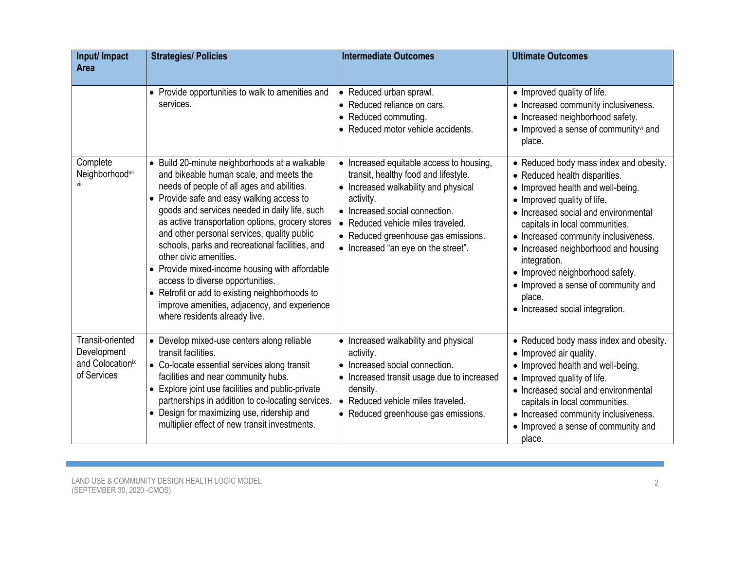| Input/ Impact Area | Strategies/ Policies | Intermediate Outcomes | Ultimate Outcomes |
|---|---|---|---|
| | • Provide opportunities to walk to amenities and services. | • Reduced urban sprawl.<br>• Reduced reliance on cars.<br>• Reduced commuting.<br>• Reduced motor vehicle accidents. | • Improved quality of life.<br>• Increased community inclusiveness.<br>• Increased neighborhood safety.<br>• Improved a sense of community[vi] and place. |
| Complete Neighborhood[vii][viii] | • Build 20-minute neighborhoods at a walkable and bikeable human scale, and meets the needs of people of all ages and abilities.<br>• Provide safe and easy walking access to goods and services needed in daily life, such as active transportation options, grocery stores and other personal services, quality public schools, parks and recreational facilities, and other civic amenities.<br>• Provide mixed-income housing with affordable access to diverse opportunities.<br>• Retrofit or add to existing neighborhoods to improve amenities, adjacency, and experience where residents already live. | • Increased equitable access to housing, transit, healthy food and lifestyle.<br>• Increased walkability and physical activity.<br>• Increased social connection.<br>• Reduced vehicle miles traveled.<br>• Reduced greenhouse gas emissions.<br>• Increased "an eye on the street". | • Reduced body mass index and obesity.<br>• Reduced health disparities.<br>• Improved health and well-being.<br>• Improved quality of life.<br>• Increased social and environmental capitals in local communities.<br>• Increased community inclusiveness.<br>• Increased neighborhood and housing integration.<br>• Improved neighborhood safety.<br>• Improved a sense of community and place.<br>• Increased social integration. |
| Transit-oriented Development and Colocation[ix] of Services | • Develop mixed-use centers along reliable transit facilities.<br>• Co-locate essential services along transit facilities and near community hubs.<br>• Explore joint use facilities and public-private partnerships in addition to co-locating services.<br>• Design for maximizing use, ridership and multiplier effect of new transit investments. | • Increased walkability and physical activity.<br>• Increased social connection.<br>• Increased transit usage due to increased density.<br>• Reduced vehicle miles traveled.<br>• Reduced greenhouse gas emissions. | • Reduced body mass index and obesity.<br>• Improved air quality.<br>• Improved health and well-being.<br>• Improved quality of life.<br>• Increased social and environmental capitals in local communities.<br>• Increased community inclusiveness.<br>• Improved a sense of community and place. |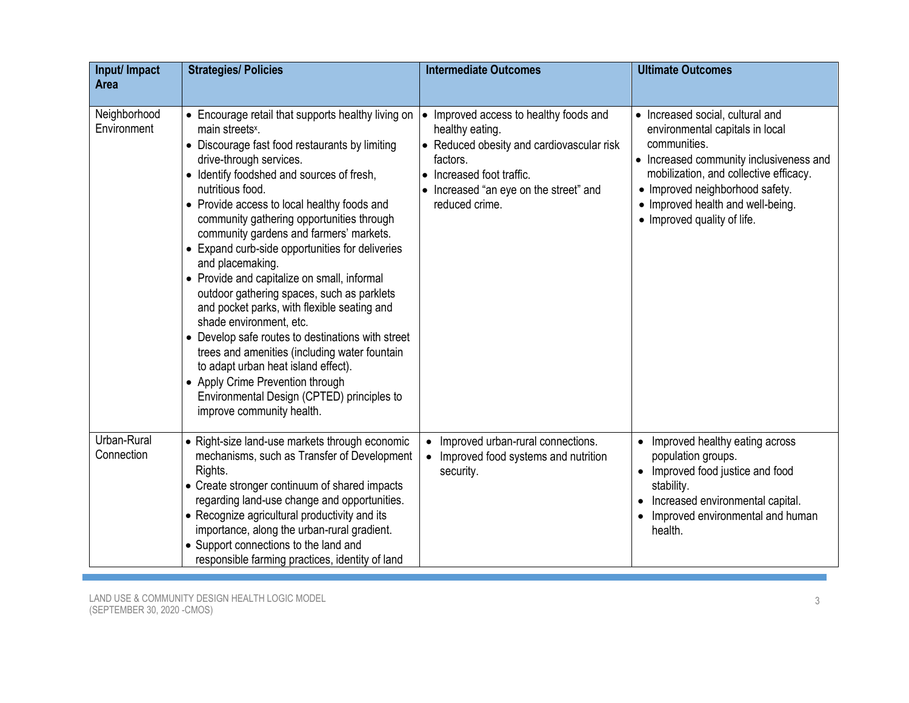| Input/ Impact Area | Strategies/ Policies | Intermediate Outcomes | Ultimate Outcomes |
|---|---|---|---|
| Neighborhood Environment | • Encourage retail that supports healthy living on main streets[x].<br>• Discourage fast food restaurants by limiting drive-through services.<br>• Identify foodshed and sources of fresh, nutritious food.<br>• Provide access to local healthy foods and community gathering opportunities through community gardens and farmers' markets.<br>• Expand curb-side opportunities for deliveries and placemaking.<br>• Provide and capitalize on small, informal outdoor gathering spaces, such as parklets and pocket parks, with flexible seating and shade environment, etc.<br>• Develop safe routes to destinations with street trees and amenities (including water fountain to adapt urban heat island effect).<br>• Apply Crime Prevention through Environmental Design (CPTED) principles to improve community health. | • Improved access to healthy foods and healthy eating.<br>• Reduced obesity and cardiovascular risk factors.<br>• Increased foot traffic.<br>• Increased "an eye on the street" and reduced crime. | • Increased social, cultural and environmental capitals in local communities.<br>• Increased community inclusiveness and mobilization, and collective efficacy.<br>• Improved neighborhood safety.<br>• Improved health and well-being.<br>• Improved quality of life. |
| Urban-Rural Connection | • Right-size land-use markets through economic mechanisms, such as Transfer of Development Rights.<br>• Create stronger continuum of shared impacts regarding land-use change and opportunities.<br>• Recognize agricultural productivity and its importance, along the urban-rural gradient.<br>• Support connections to the land and responsible farming practices, identity of land | • Improved urban-rural connections.<br>• Improved food systems and nutrition security. | • Improved healthy eating across population groups.<br>• Improved food justice and food stability.<br>• Increased environmental capital.<br>• Improved environmental and human health. |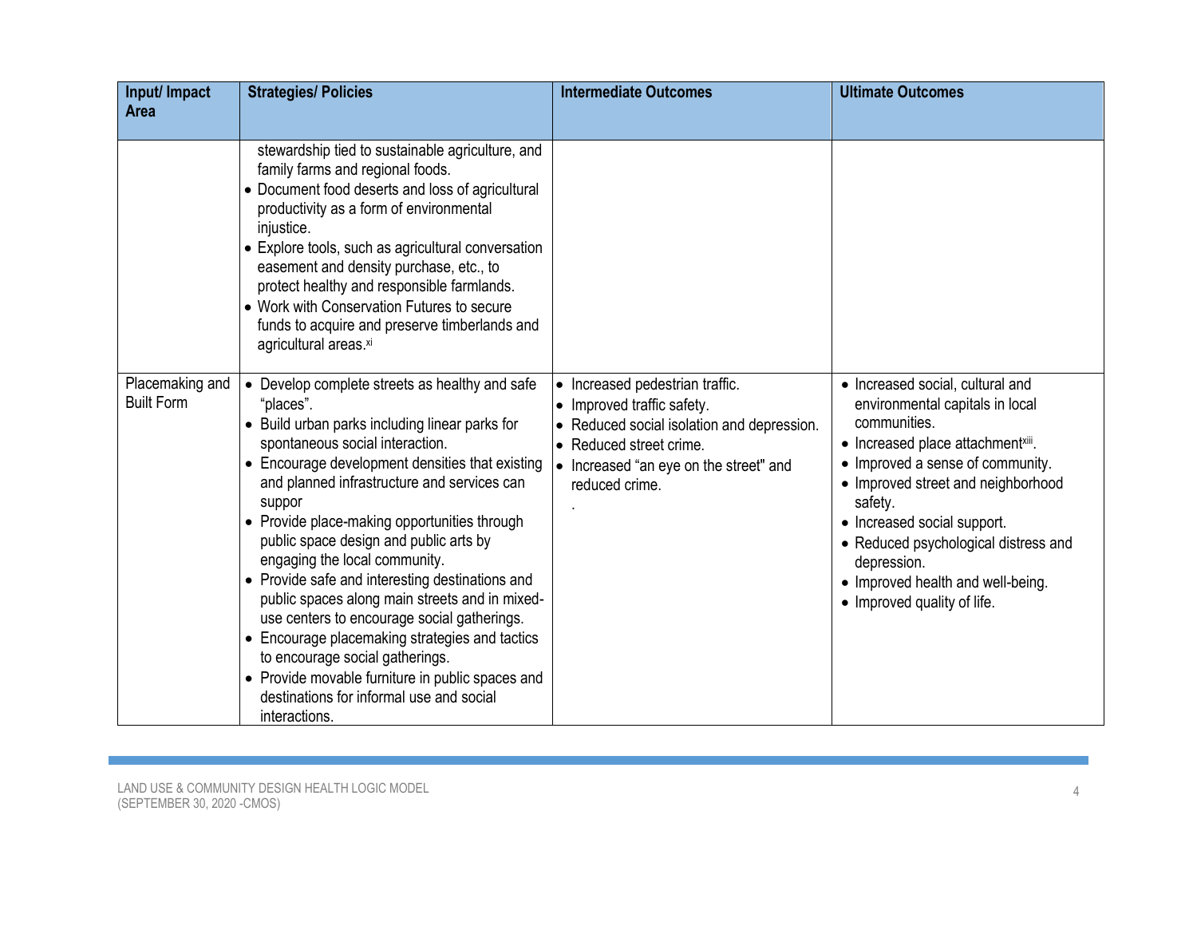| Input/ Impact Area | Strategies/ Policies | Intermediate Outcomes | Ultimate Outcomes |
|---|---|---|---|
| | stewardship tied to sustainable agriculture, and family farms and regional foods.<br>• Document food deserts and loss of agricultural productivity as a form of environmental injustice.<br>• Explore tools, such as agricultural conversation easement and density purchase, etc., to protect healthy and responsible farmlands.<br>• Work with Conservation Futures to secure funds to acquire and preserve timberlands and agricultural areas.[xi] | | |
| Placemaking and Built Form | • Develop complete streets as healthy and safe "places".<br>• Build urban parks including linear parks for spontaneous social interaction.<br>• Encourage development densities that existing and planned infrastructure and services can suppor<br>• Provide place-making opportunities through public space design and public arts by engaging the local community.<br>• Provide safe and interesting destinations and public spaces along main streets and in mixed-use centers to encourage social gatherings.<br>• Encourage placemaking strategies and tactics to encourage social gatherings.<br>• Provide movable furniture in public spaces and destinations for informal use and social interactions. | • Increased pedestrian traffic.<br>• Improved traffic safety.<br>• Reduced social isolation and depression.<br>• Reduced street crime.<br>• Increased "an eye on the street" and reduced crime.<br>. | • Increased social, cultural and environmental capitals in local communities.<br>• Increased place attachment[xiii].<br>• Improved a sense of community.<br>• Improved street and neighborhood safety.<br>• Increased social support.<br>• Reduced psychological distress and depression.<br>• Improved health and well-being.<br>• Improved quality of life. |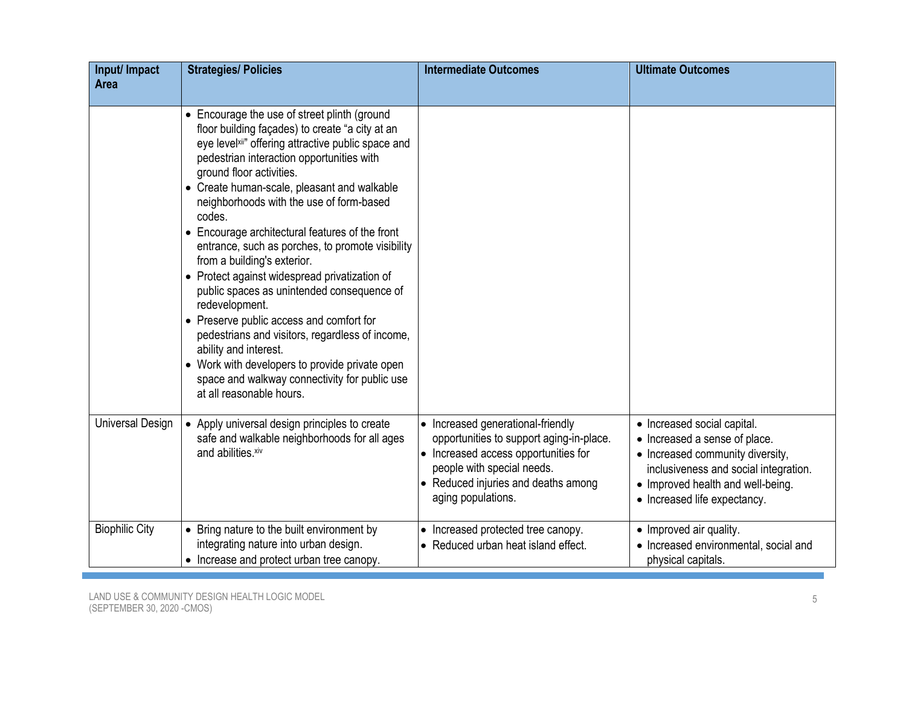| Input/ Impact Area | Strategies/ Policies | Intermediate Outcomes | Ultimate Outcomes |
|---|---|---|---|
| | • Encourage the use of street plinth (ground floor building façades) to create "a city at an eye level[xiii]" offering attractive public space and pedestrian interaction opportunities with ground floor activities.<br>• Create human-scale, pleasant and walkable neighborhoods with the use of form-based codes.<br>• Encourage architectural features of the front entrance, such as porches, to promote visibility from a building's exterior.<br>• Protect against widespread privatization of public spaces as unintended consequence of redevelopment.<br>• Preserve public access and comfort for pedestrians and visitors, regardless of income, ability and interest.<br>• Work with developers to provide private open space and walkway connectivity for public use at all reasonable hours. | | |
| Universal Design | • Apply universal design principles to create safe and walkable neighborhoods for all ages and abilities.[xiv] | • Increased generational-friendly opportunities to support aging-in-place.<br>• Increased access opportunities for people with special needs.<br>• Reduced injuries and deaths among aging populations. | • Increased social capital.<br>• Increased a sense of place.<br>• Increased community diversity, inclusiveness and social integration.<br>• Improved health and well-being.<br>• Increased life expectancy. |
| Biophilic City | • Bring nature to the built environment by integrating nature into urban design.<br>• Increase and protect urban tree canopy. | • Increased protected tree canopy.<br>• Reduced urban heat island effect. | • Improved air quality.<br>• Increased environmental, social and physical capitals. |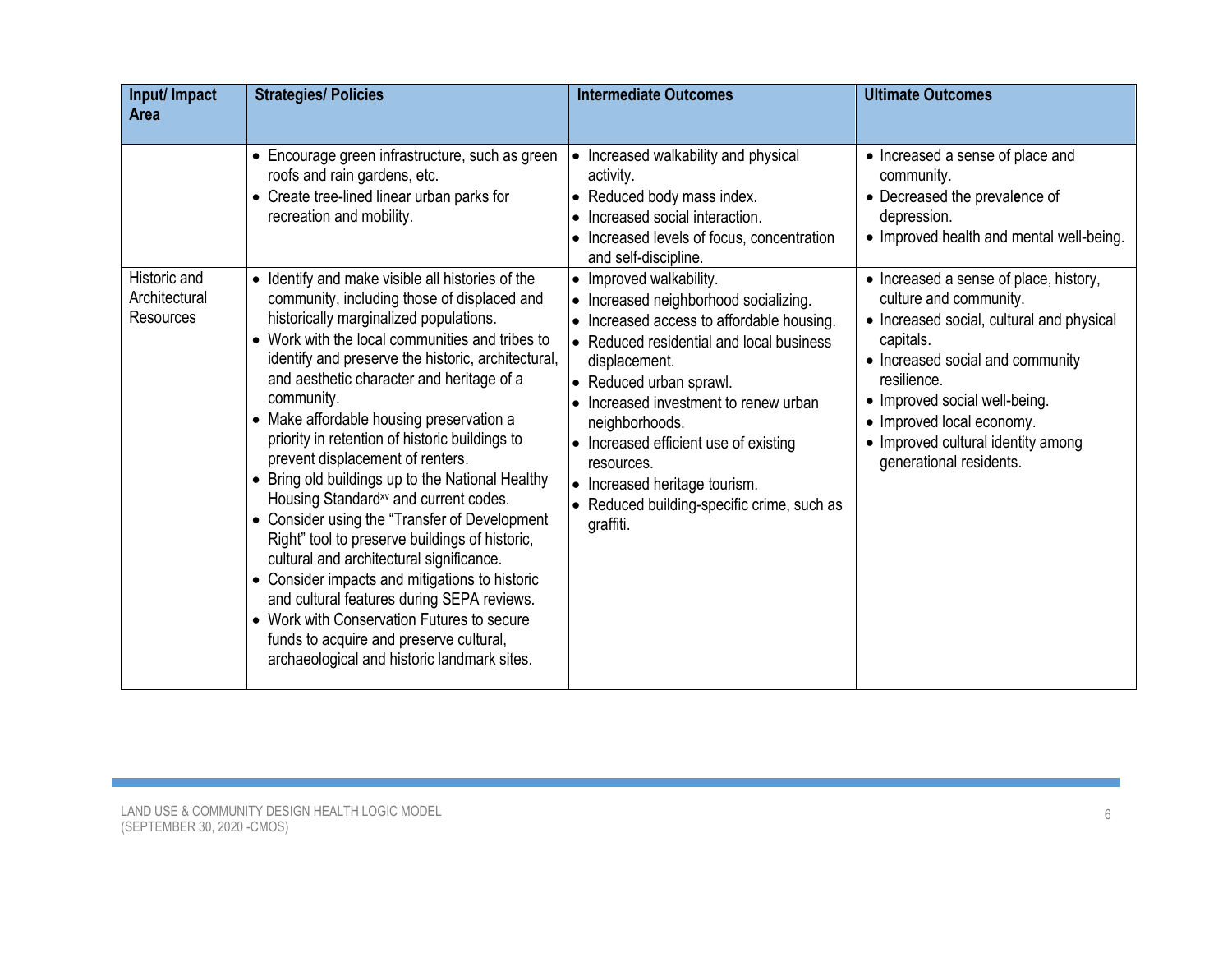| Input/ Impact Area | Strategies/ Policies | Intermediate Outcomes | Ultimate Outcomes |
|---|---|---|---|
| | • Encourage green infrastructure, such as green roofs and rain gardens, etc.<br>• Create tree-lined linear urban parks for recreation and mobility. | • Increased walkability and physical activity.<br>• Reduced body mass index.<br>• Increased social interaction.<br>• Increased levels of focus, concentration and self-discipline. | • Increased a sense of place and community.<br>• Decreased the prevalence of depression.<br>• Improved health and mental well-being. |
| Historic and Architectural Resources | • Identify and make visible all histories of the community, including those of displaced and historically marginalized populations.<br>• Work with the local communities and tribes to identify and preserve the historic, architectural, and aesthetic character and heritage of a community.<br>• Make affordable housing preservation a priority in retention of historic buildings to prevent displacement of renters.<br>• Bring old buildings up to the National Healthy Housing Standard[xv] and current codes.<br>• Consider using the "Transfer of Development Right" tool to preserve buildings of historic, cultural and architectural significance.<br>• Consider impacts and mitigations to historic and cultural features during SEPA reviews.<br>• Work with Conservation Futures to secure funds to acquire and preserve cultural, archaeological and historic landmark sites. | • Improved walkability.<br>• Increased neighborhood socializing.<br>• Increased access to affordable housing.<br>• Reduced residential and local business displacement.<br>• Reduced urban sprawl.<br>• Increased investment to renew urban neighborhoods.<br>• Increased efficient use of existing resources.<br>• Increased heritage tourism.<br>• Reduced building-specific crime, such as graffiti. | • Increased a sense of place, history, culture and community.<br>• Increased social, cultural and physical capitals.<br>• Increased social and community resilience.<br>• Improved social well-being.<br>• Improved local economy.<br>• Improved cultural identity among generational residents. |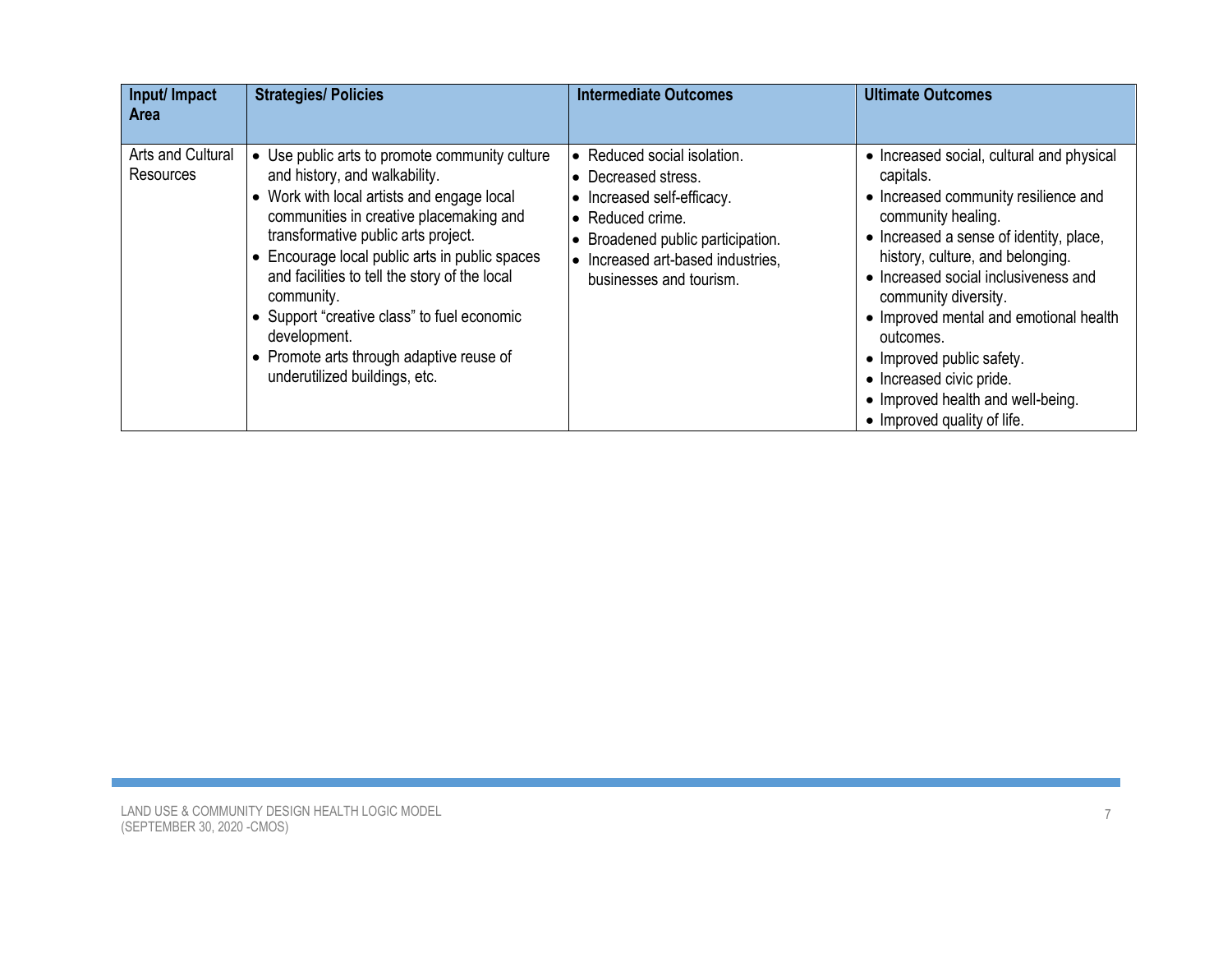| Input/ Impact Area | Strategies/ Policies | Intermediate Outcomes | Ultimate Outcomes |
|---|---|---|---|
| Arts and Cultural Resources | • Use public arts to promote community culture and history, and walkability.<br>• Work with local artists and engage local communities in creative placemaking and transformative public arts project.<br>• Encourage local public arts in public spaces and facilities to tell the story of the local community.<br>• Support "creative class" to fuel economic development.<br>• Promote arts through adaptive reuse of underutilized buildings, etc. | • Reduced social isolation.<br>• Decreased stress.<br>• Increased self-efficacy.<br>• Reduced crime.<br>• Broadened public participation.<br>• Increased art-based industries, businesses and tourism. | • Increased social, cultural and physical capitals.<br>• Increased community resilience and community healing.<br>• Increased a sense of identity, place, history, culture, and belonging.<br>• Increased social inclusiveness and community diversity.<br>• Improved mental and emotional health outcomes.<br>• Improved public safety.<br>• Increased civic pride.<br>• Improved health and well-being.<br>• Improved quality of life. |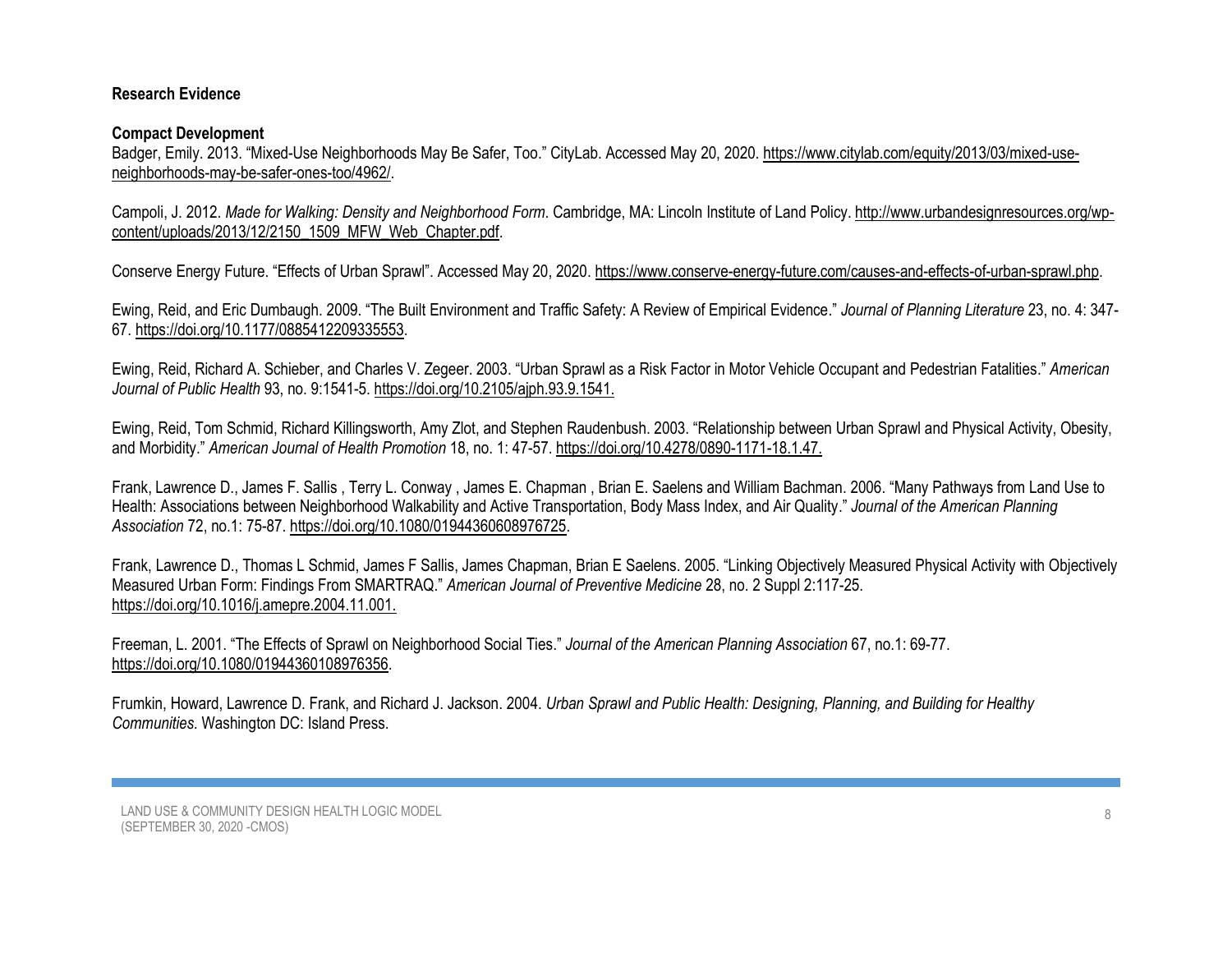### Research Evidence

#### Compact Development

Badger, Emily. 2013. "Mixed-Use Neighborhoods May Be Safer, Too." CityLab. Accessed May 20, 2020. https://www.citylab.com/equity/2013/03/mixed-use-neighborhoods-may-be-safer-ones-too/4962/.

Campoli, J. 2012. *Made for Walking: Density and Neighborhood Form*. Cambridge, MA: Lincoln Institute of Land Policy. http://www.urbandesignresources.org/wp-content/uploads/2013/12/2150_1509_MFW_Web_Chapter.pdf.

Conserve Energy Future. "Effects of Urban Sprawl". Accessed May 20, 2020. https://www.conserve-energy-future.com/causes-and-effects-of-urban-sprawl.php.

Ewing, Reid, and Eric Dumbaugh. 2009. "The Built Environment and Traffic Safety: A Review of Empirical Evidence." *Journal of Planning Literature* 23, no. 4: 347-67. https://doi.org/10.1177/0885412209335553.

Ewing, Reid, Richard A. Schieber, and Charles V. Zegeer. 2003. "Urban Sprawl as a Risk Factor in Motor Vehicle Occupant and Pedestrian Fatalities." *American Journal of Public Health* 93, no. 9:1541-5. https://doi.org/10.2105/ajph.93.9.1541.

Ewing, Reid, Tom Schmid, Richard Killingsworth, Amy Zlot, and Stephen Raudenbush. 2003. "Relationship between Urban Sprawl and Physical Activity, Obesity, and Morbidity." *American Journal of Health Promotion* 18, no. 1: 47-57. https://doi.org/10.4278/0890-1171-18.1.47.

Frank, Lawrence D., James F. Sallis , Terry L. Conway , James E. Chapman , Brian E. Saelens and William Bachman. 2006. "Many Pathways from Land Use to Health: Associations between Neighborhood Walkability and Active Transportation, Body Mass Index, and Air Quality." *Journal of the American Planning Association* 72, no.1: 75-87. https://doi.org/10.1080/01944360608976725.

Frank, Lawrence D., Thomas L Schmid, James F Sallis, James Chapman, Brian E Saelens. 2005. "Linking Objectively Measured Physical Activity with Objectively Measured Urban Form: Findings From SMARTRAQ." *American Journal of Preventive Medicine* 28, no. 2 Suppl 2:117-25. https://doi.org/10.1016/j.amepre.2004.11.001.

Freeman, L. 2001. "The Effects of Sprawl on Neighborhood Social Ties." *Journal of the American Planning Association* 67, no.1: 69-77. https://doi.org/10.1080/01944360108976356.

Frumkin, Howard, Lawrence D. Frank, and Richard J. Jackson. 2004. *Urban Sprawl and Public Health: Designing, Planning, and Building for Healthy Communities.* Washington DC: Island Press.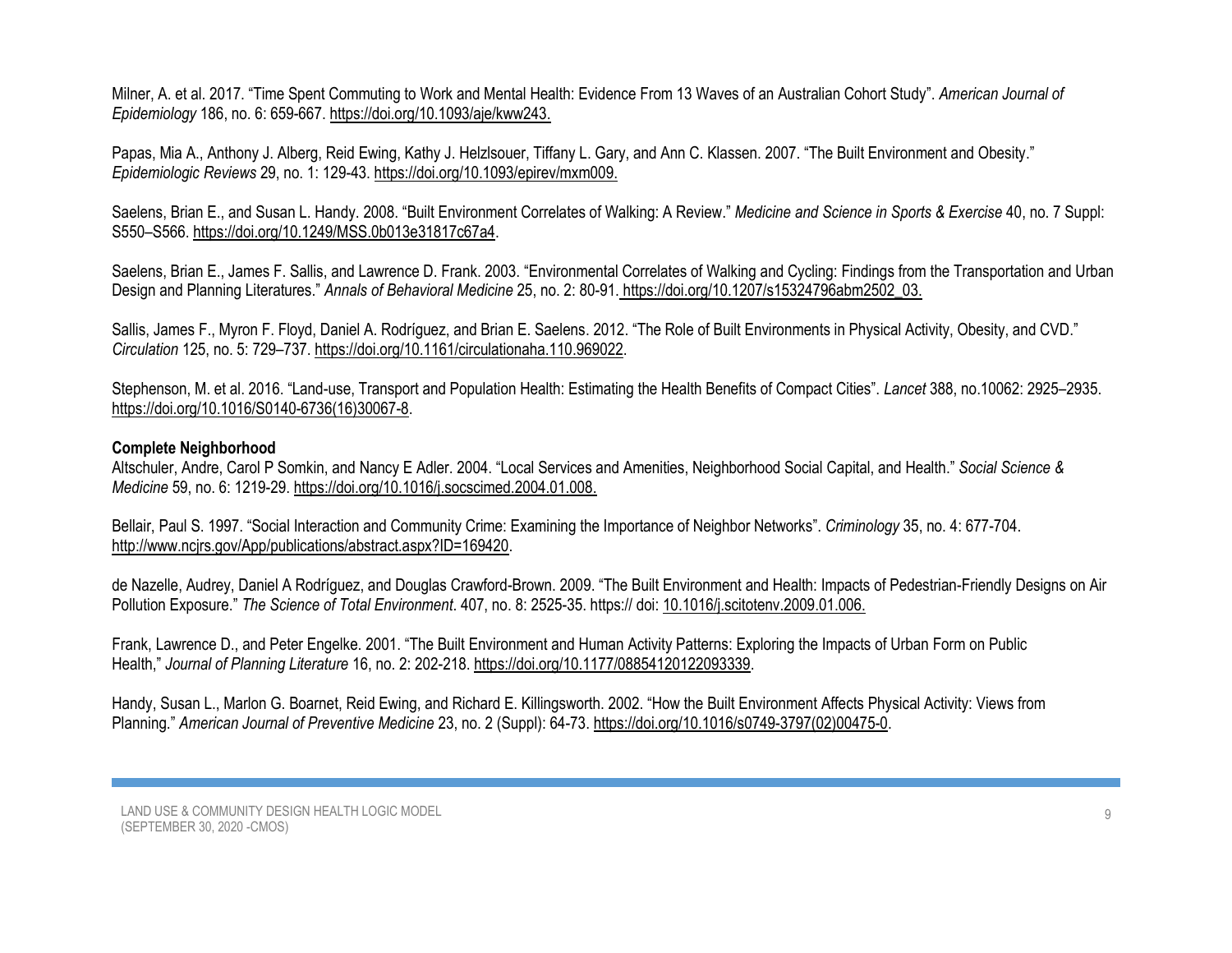Milner, A. et al. 2017. "Time Spent Commuting to Work and Mental Health: Evidence From 13 Waves of an Australian Cohort Study". *American Journal of Epidemiology* 186, no. 6: 659-667. https://doi.org/10.1093/aje/kww243.

Papas, Mia A., Anthony J. Alberg, Reid Ewing, Kathy J. Helzlsouer, Tiffany L. Gary, and Ann C. Klassen. 2007. "The Built Environment and Obesity." *Epidemiologic Reviews* 29, no. 1: 129-43. https://doi.org/10.1093/epirev/mxm009.

Saelens, Brian E., and Susan L. Handy. 2008. "Built Environment Correlates of Walking: A Review." *Medicine and Science in Sports & Exercise* 40, no. 7 Suppl: S550–S566. https://doi.org/10.1249/MSS.0b013e31817c67a4.

Saelens, Brian E., James F. Sallis, and Lawrence D. Frank. 2003. "Environmental Correlates of Walking and Cycling: Findings from the Transportation and Urban Design and Planning Literatures." *Annals of Behavioral Medicine* 25, no. 2: 80-91. https://doi.org/10.1207/s15324796abm2502_03.

Sallis, James F., Myron F. Floyd, Daniel A. Rodríguez, and Brian E. Saelens. 2012. "The Role of Built Environments in Physical Activity, Obesity, and CVD." *Circulation* 125, no. 5: 729–737. https://doi.org/10.1161/circulationaha.110.969022.

Stephenson, M. et al. 2016. "Land-use, Transport and Population Health: Estimating the Health Benefits of Compact Cities". *Lancet* 388, no.10062: 2925–2935. https://doi.org/10.1016/S0140-6736(16)30067-8.

**Complete Neighborhood**

Altschuler, Andre, Carol P Somkin, and Nancy E Adler. 2004. "Local Services and Amenities, Neighborhood Social Capital, and Health." *Social Science & Medicine* 59, no. 6: 1219-29. https://doi.org/10.1016/j.socscimed.2004.01.008.

Bellair, Paul S. 1997. "Social Interaction and Community Crime: Examining the Importance of Neighbor Networks". *Criminology* 35, no. 4: 677-704. http://www.ncjrs.gov/App/publications/abstract.aspx?ID=169420.

de Nazelle, Audrey, Daniel A Rodríguez, and Douglas Crawford-Brown. 2009. "The Built Environment and Health: Impacts of Pedestrian-Friendly Designs on Air Pollution Exposure." *The Science of Total Environment*. 407, no. 8: 2525-35. https:// doi: 10.1016/j.scitotenv.2009.01.006.

Frank, Lawrence D., and Peter Engelke. 2001. "The Built Environment and Human Activity Patterns: Exploring the Impacts of Urban Form on Public Health," *Journal of Planning Literature* 16, no. 2: 202-218. https://doi.org/10.1177/08854120122093339.

Handy, Susan L., Marlon G. Boarnet, Reid Ewing, and Richard E. Killingsworth. 2002. "How the Built Environment Affects Physical Activity: Views from Planning." *American Journal of Preventive Medicine* 23, no. 2 (Suppl): 64-73. https://doi.org/10.1016/s0749-3797(02)00475-0.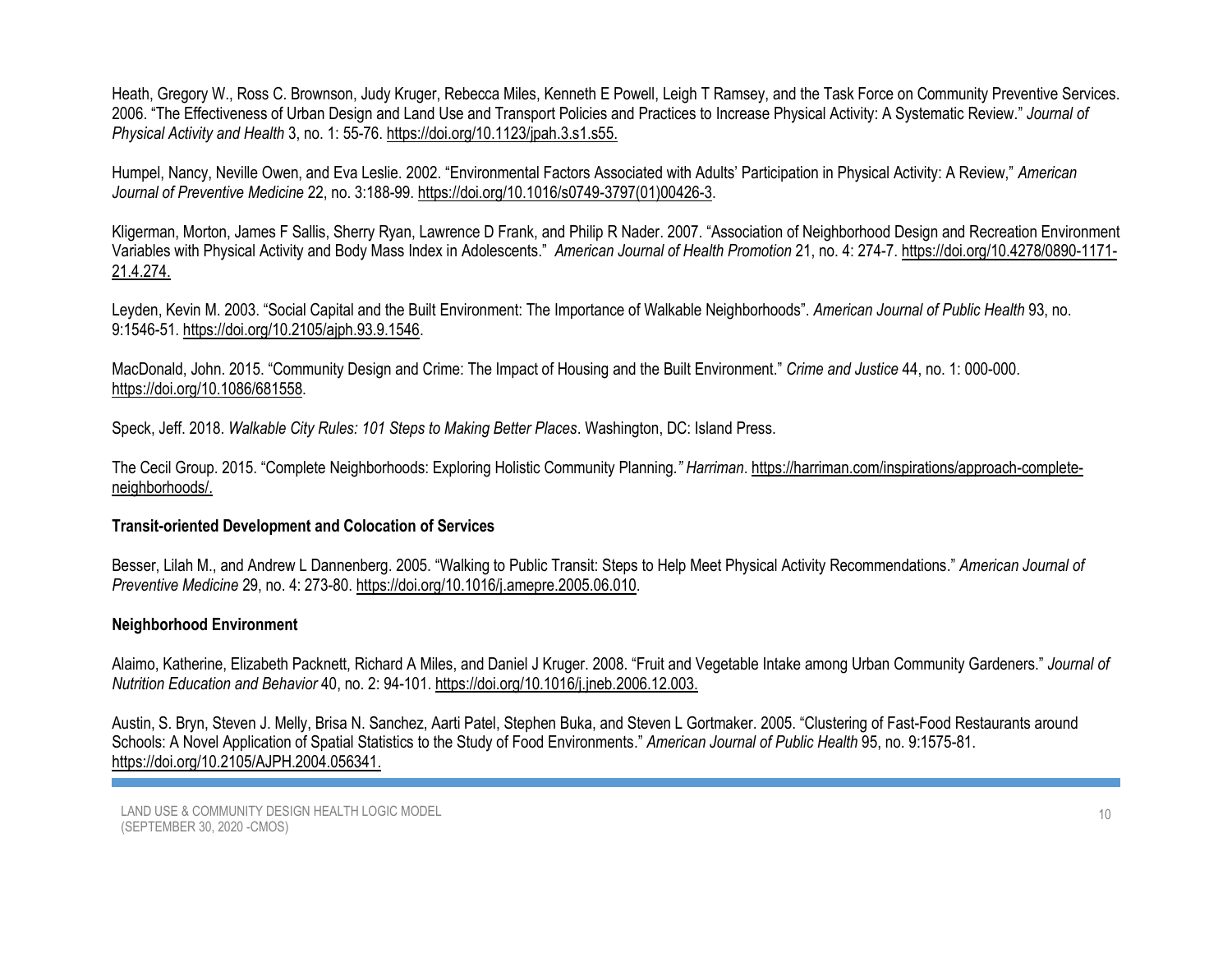Heath, Gregory W., Ross C. Brownson, Judy Kruger, Rebecca Miles, Kenneth E Powell, Leigh T Ramsey, and the Task Force on Community Preventive Services. 2006. "The Effectiveness of Urban Design and Land Use and Transport Policies and Practices to Increase Physical Activity: A Systematic Review." *Journal of Physical Activity and Health* 3, no. 1: 55-76. https://doi.org/10.1123/jpah.3.s1.s55.

Humpel, Nancy, Neville Owen, and Eva Leslie. 2002. "Environmental Factors Associated with Adults' Participation in Physical Activity: A Review," *American Journal of Preventive Medicine* 22, no. 3:188-99. https://doi.org/10.1016/s0749-3797(01)00426-3.

Kligerman, Morton, James F Sallis, Sherry Ryan, Lawrence D Frank, and Philip R Nader. 2007. "Association of Neighborhood Design and Recreation Environment Variables with Physical Activity and Body Mass Index in Adolescents." *American Journal of Health Promotion* 21, no. 4: 274-7. https://doi.org/10.4278/0890-1171-21.4.274.

Leyden, Kevin M. 2003. "Social Capital and the Built Environment: The Importance of Walkable Neighborhoods". *American Journal of Public Health* 93, no. 9:1546-51. https://doi.org/10.2105/ajph.93.9.1546.

MacDonald, John. 2015. "Community Design and Crime: The Impact of Housing and the Built Environment." *Crime and Justice* 44, no. 1: 000-000. https://doi.org/10.1086/681558.

Speck, Jeff. 2018. *Walkable City Rules: 101 Steps to Making Better Places*. Washington, DC: Island Press.

The Cecil Group. 2015. "Complete Neighborhoods: Exploring Holistic Community Planning." *Harriman*. https://harriman.com/inspirations/approach-complete-neighborhoods/.

**Transit-oriented Development and Colocation of Services**

Besser, Lilah M., and Andrew L Dannenberg. 2005. "Walking to Public Transit: Steps to Help Meet Physical Activity Recommendations." *American Journal of Preventive Medicine* 29, no. 4: 273-80. https://doi.org/10.1016/j.amepre.2005.06.010.

**Neighborhood Environment**

Alaimo, Katherine, Elizabeth Packnett, Richard A Miles, and Daniel J Kruger. 2008. "Fruit and Vegetable Intake among Urban Community Gardeners." *Journal of Nutrition Education and Behavior* 40, no. 2: 94-101. https://doi.org/10.1016/j.jneb.2006.12.003.

Austin, S. Bryn, Steven J. Melly, Brisa N. Sanchez, Aarti Patel, Stephen Buka, and Steven L Gortmaker. 2005. "Clustering of Fast-Food Restaurants around Schools: A Novel Application of Spatial Statistics to the Study of Food Environments." *American Journal of Public Health* 95, no. 9:1575-81. https://doi.org/10.2105/AJPH.2004.056341.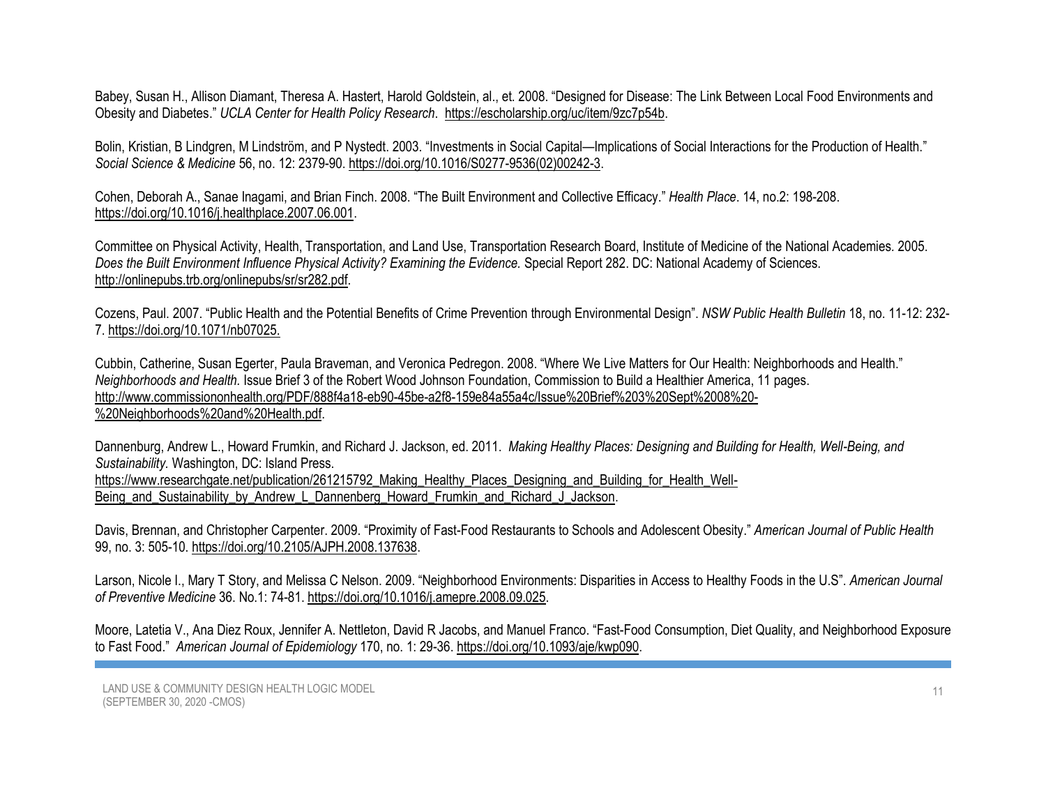Babey, Susan H., Allison Diamant, Theresa A. Hastert, Harold Goldstein, al., et. 2008. "Designed for Disease: The Link Between Local Food Environments and Obesity and Diabetes." *UCLA Center for Health Policy Research*. https://escholarship.org/uc/item/9zc7p54b.

Bolin, Kristian, B Lindgren, M Lindström, and P Nystedt. 2003. "Investments in Social Capital—Implications of Social Interactions for the Production of Health." *Social Science & Medicine* 56, no. 12: 2379-90. https://doi.org/10.1016/S0277-9536(02)00242-3.

Cohen, Deborah A., Sanae Inagami, and Brian Finch. 2008. "The Built Environment and Collective Efficacy." *Health Place*. 14, no.2: 198-208. https://doi.org/10.1016/j.healthplace.2007.06.001.

Committee on Physical Activity, Health, Transportation, and Land Use, Transportation Research Board, Institute of Medicine of the National Academies. 2005. *Does the Built Environment Influence Physical Activity? Examining the Evidence.* Special Report 282. DC: National Academy of Sciences. http://onlinepubs.trb.org/onlinepubs/sr/sr282.pdf.

Cozens, Paul. 2007. "Public Health and the Potential Benefits of Crime Prevention through Environmental Design". *NSW Public Health Bulletin* 18, no. 11-12: 232-7. https://doi.org/10.1071/nb07025.

Cubbin, Catherine, Susan Egerter, Paula Braveman, and Veronica Pedregon. 2008. "Where We Live Matters for Our Health: Neighborhoods and Health." *Neighborhoods and Health.* Issue Brief 3 of the Robert Wood Johnson Foundation, Commission to Build a Healthier America, 11 pages. http://www.commissiononhealth.org/PDF/888f4a18-eb90-45be-a2f8-159e84a55a4c/Issue%20Brief%203%20Sept%2008%20-%20Neighborhoods%20and%20Health.pdf.

Dannenburg, Andrew L., Howard Frumkin, and Richard J. Jackson, ed. 2011. *Making Healthy Places: Designing and Building for Health, Well-Being, and Sustainability.* Washington, DC: Island Press. https://www.researchgate.net/publication/261215792_Making_Healthy_Places_Designing_and_Building_for_Health_Well-Being_and_Sustainability_by_Andrew_L_Dannenberg_Howard_Frumkin_and_Richard_J_Jackson.

Davis, Brennan, and Christopher Carpenter. 2009. "Proximity of Fast-Food Restaurants to Schools and Adolescent Obesity." *American Journal of Public Health* 99, no. 3: 505-10. https://doi.org/10.2105/AJPH.2008.137638.

Larson, Nicole I., Mary T Story, and Melissa C Nelson. 2009. "Neighborhood Environments: Disparities in Access to Healthy Foods in the U.S". *American Journal of Preventive Medicine* 36. No.1: 74-81. https://doi.org/10.1016/j.amepre.2008.09.025.

Moore, Latetia V., Ana Diez Roux, Jennifer A. Nettleton, David R Jacobs, and Manuel Franco. "Fast-Food Consumption, Diet Quality, and Neighborhood Exposure to Fast Food." *American Journal of Epidemiology* 170, no. 1: 29-36. https://doi.org/10.1093/aje/kwp090.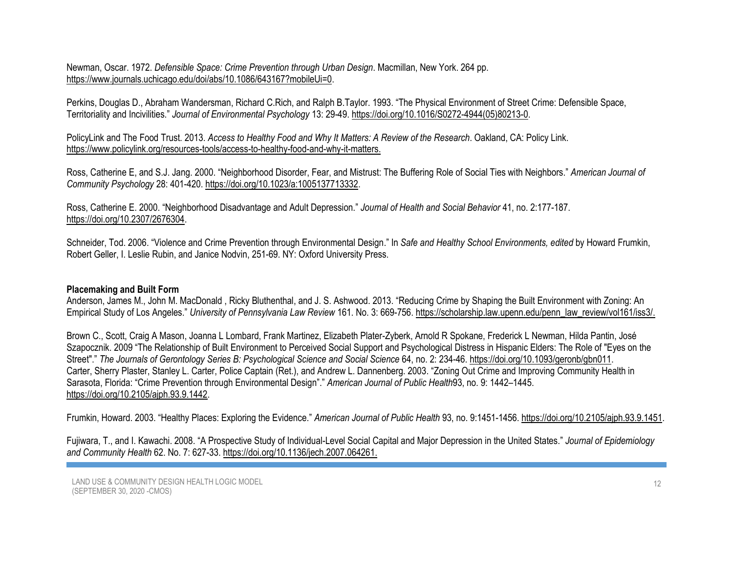Newman, Oscar. 1972. *Defensible Space: Crime Prevention through Urban Design*. Macmillan, New York. 264 pp. https://www.journals.uchicago.edu/doi/abs/10.1086/643167?mobileUi=0.

Perkins, Douglas D., Abraham Wandersman, Richard C.Rich, and Ralph B.Taylor. 1993. "The Physical Environment of Street Crime: Defensible Space, Territoriality and Incivilities." *Journal of Environmental Psychology* 13: 29-49. https://doi.org/10.1016/S0272-4944(05)80213-0.

PolicyLink and The Food Trust. 2013. *Access to Healthy Food and Why It Matters: A Review of the Research*. Oakland, CA: Policy Link. https://www.policylink.org/resources-tools/access-to-healthy-food-and-why-it-matters.

Ross, Catherine E, and S.J. Jang. 2000. "Neighborhood Disorder, Fear, and Mistrust: The Buffering Role of Social Ties with Neighbors." *American Journal of Community Psychology* 28: 401-420. https://doi.org/10.1023/a:1005137713332.

Ross, Catherine E. 2000. "Neighborhood Disadvantage and Adult Depression." *Journal of Health and Social Behavior* 41, no. 2:177-187. https://doi.org/10.2307/2676304.

Schneider, Tod. 2006. "Violence and Crime Prevention through Environmental Design." In *Safe and Healthy School Environments, edited* by Howard Frumkin, Robert Geller, I. Leslie Rubin, and Janice Nodvin, 251-69. NY: Oxford University Press.

**Placemaking and Built Form**

Anderson, James M., John M. MacDonald , Ricky Bluthenthal, and J. S. Ashwood. 2013. "Reducing Crime by Shaping the Built Environment with Zoning: An Empirical Study of Los Angeles." *University of Pennsylvania Law Review* 161. No. 3: 669-756. https://scholarship.law.upenn.edu/penn_law_review/vol161/iss3/.

Brown C., Scott, Craig A Mason, Joanna L Lombard, Frank Martinez, Elizabeth Plater-Zyberk, Arnold R Spokane, Frederick L Newman, Hilda Pantin, José Szapocznik. 2009 "The Relationship of Built Environment to Perceived Social Support and Psychological Distress in Hispanic Elders: The Role of "Eyes on the Street"." *The Journals of Gerontology Series B: Psychological Science and Social Science* 64, no. 2: 234-46. https://doi.org/10.1093/geronb/gbn011.
Carter, Sherry Plaster, Stanley L. Carter, Police Captain (Ret.), and Andrew L. Dannenberg. 2003. "Zoning Out Crime and Improving Community Health in Sarasota, Florida: "Crime Prevention through Environmental Design"." *American Journal of Public Health*93, no. 9: 1442–1445. https://doi.org/10.2105/ajph.93.9.1442.

Frumkin, Howard. 2003. "Healthy Places: Exploring the Evidence." *American Journal of Public Health* 93, no. 9:1451-1456. https://doi.org/10.2105/ajph.93.9.1451.

Fujiwara, T., and I. Kawachi. 2008. "A Prospective Study of Individual-Level Social Capital and Major Depression in the United States." *Journal of Epidemiology and Community Health* 62. No. 7: 627-33. https://doi.org/10.1136/jech.2007.064261.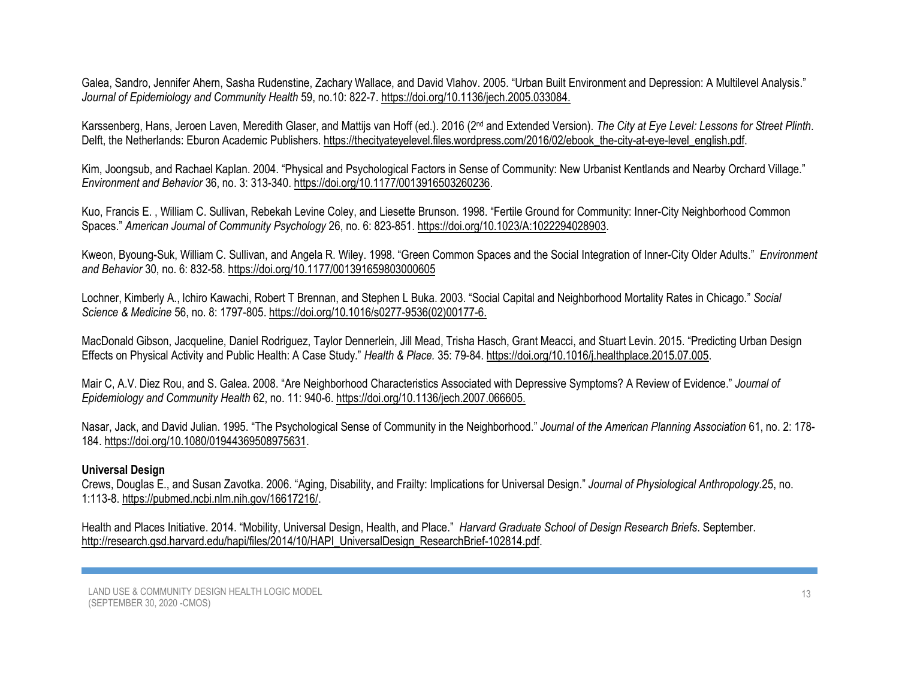Galea, Sandro, Jennifer Ahern, Sasha Rudenstine, Zachary Wallace, and David Vlahov. 2005. "Urban Built Environment and Depression: A Multilevel Analysis." *Journal of Epidemiology and Community Health* 59, no.10: 822-7. https://doi.org/10.1136/jech.2005.033084.

Karssenberg, Hans, Jeroen Laven, Meredith Glaser, and Mattijs van Hoff (ed.). 2016 (2nd and Extended Version). *The City at Eye Level: Lessons for Street Plinth*. Delft, the Netherlands: Eburon Academic Publishers. https://thecityateyelevel.files.wordpress.com/2016/02/ebook_the-city-at-eye-level_english.pdf.

Kim, Joongsub, and Rachael Kaplan. 2004. "Physical and Psychological Factors in Sense of Community: New Urbanist Kentlands and Nearby Orchard Village." *Environment and Behavior* 36, no. 3: 313-340. https://doi.org/10.1177/0013916503260236.

Kuo, Francis E. , William C. Sullivan, Rebekah Levine Coley, and Liesette Brunson. 1998. "Fertile Ground for Community: Inner-City Neighborhood Common Spaces." *American Journal of Community Psychology* 26, no. 6: 823-851. https://doi.org/10.1023/A:1022294028903.

Kweon, Byoung-Suk, William C. Sullivan, and Angela R. Wiley. 1998. "Green Common Spaces and the Social Integration of Inner-City Older Adults." *Environment and Behavior* 30, no. 6: 832-58. https://doi.org/10.1177/001391659803000605

Lochner, Kimberly A., Ichiro Kawachi, Robert T Brennan, and Stephen L Buka. 2003. "Social Capital and Neighborhood Mortality Rates in Chicago." *Social Science & Medicine* 56, no. 8: 1797-805. https://doi.org/10.1016/s0277-9536(02)00177-6.

MacDonald Gibson, Jacqueline, Daniel Rodriguez, Taylor Dennerlein, Jill Mead, Trisha Hasch, Grant Meacci, and Stuart Levin. 2015. "Predicting Urban Design Effects on Physical Activity and Public Health: A Case Study." *Health & Place.* 35: 79-84. https://doi.org/10.1016/j.healthplace.2015.07.005.

Mair C, A.V. Diez Rou, and S. Galea. 2008. "Are Neighborhood Characteristics Associated with Depressive Symptoms? A Review of Evidence." *Journal of Epidemiology and Community Health* 62, no. 11: 940-6. https://doi.org/10.1136/jech.2007.066605.

Nasar, Jack, and David Julian. 1995. "The Psychological Sense of Community in the Neighborhood." *Journal of the American Planning Association* 61, no. 2: 178-184. https://doi.org/10.1080/01944369508975631.

**Universal Design**

Crews, Douglas E., and Susan Zavotka. 2006. "Aging, Disability, and Frailty: Implications for Universal Design." *Journal of Physiological Anthropology.*25, no. 1:113-8. https://pubmed.ncbi.nlm.nih.gov/16617216/.

Health and Places Initiative. 2014. "Mobility, Universal Design, Health, and Place." *Harvard Graduate School of Design Research Briefs*. September. http://research.gsd.harvard.edu/hapi/files/2014/10/HAPI_UniversalDesign_ResearchBrief-102814.pdf.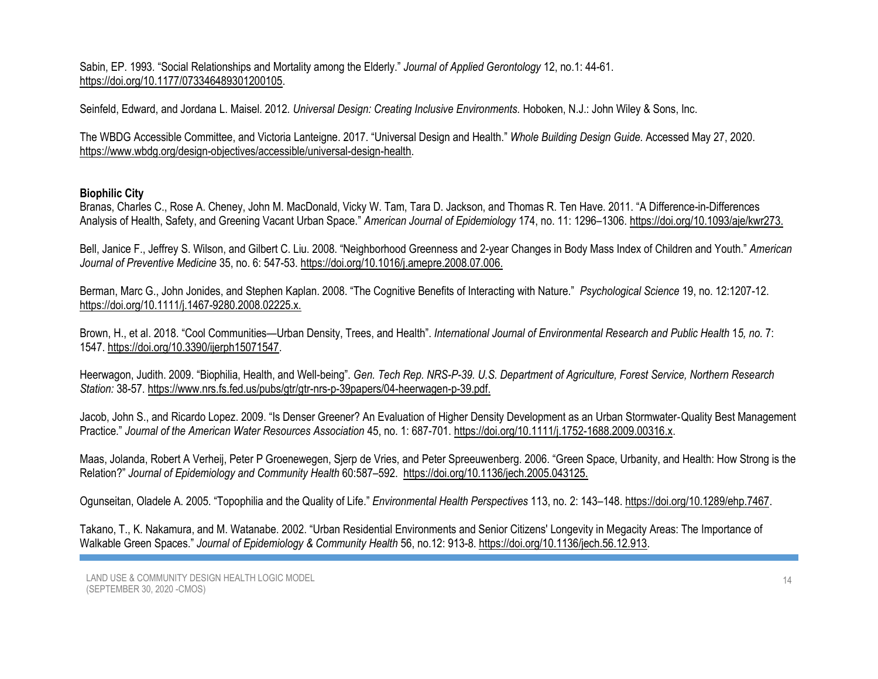Sabin, EP. 1993. "Social Relationships and Mortality among the Elderly." *Journal of Applied Gerontology* 12, no.1: 44-61. https://doi.org/10.1177/073346489301200105.

Seinfeld, Edward, and Jordana L. Maisel. 2012. *Universal Design: Creating Inclusive Environments.* Hoboken, N.J.: John Wiley & Sons, Inc.

The WBDG Accessible Committee, and Victoria Lanteigne. 2017. "Universal Design and Health." *Whole Building Design Guide.* Accessed May 27, 2020. https://www.wbdg.org/design-objectives/accessible/universal-design-health.

**Biophilic City**

Branas, Charles C., Rose A. Cheney, John M. MacDonald, Vicky W. Tam, Tara D. Jackson, and Thomas R. Ten Have. 2011. "A Difference-in-Differences Analysis of Health, Safety, and Greening Vacant Urban Space." *American Journal of Epidemiology* 174, no. 11: 1296–1306. https://doi.org/10.1093/aje/kwr273.

Bell, Janice F., Jeffrey S. Wilson, and Gilbert C. Liu. 2008. "Neighborhood Greenness and 2-year Changes in Body Mass Index of Children and Youth." *American Journal of Preventive Medicine* 35, no. 6: 547-53. https://doi.org/10.1016/j.amepre.2008.07.006.

Berman, Marc G., John Jonides, and Stephen Kaplan. 2008. "The Cognitive Benefits of Interacting with Nature." *Psychological Science* 19, no. 12:1207-12. https://doi.org/10.1111/j.1467-9280.2008.02225.x.

Brown, H., et al. 2018. "Cool Communities—Urban Density, Trees, and Health". *International Journal of Environmental Research and Public Health* 1*5, no.* 7: 1547. https://doi.org/10.3390/ijerph15071547.

Heerwagon, Judith. 2009. "Biophilia, Health, and Well-being". *Gen. Tech Rep. NRS-P-39. U.S. Department of Agriculture, Forest Service, Northern Research Station:* 38-57. https://www.nrs.fs.fed.us/pubs/gtr/gtr-nrs-p-39papers/04-heerwagen-p-39.pdf.

Jacob, John S., and Ricardo Lopez. 2009. "Is Denser Greener? An Evaluation of Higher Density Development as an Urban Stormwater-Quality Best Management Practice." *Journal of the American Water Resources Association* 45, no. 1: 687-701. https://doi.org/10.1111/j.1752-1688.2009.00316.x.

Maas, Jolanda, Robert A Verheij, Peter P Groenewegen, Sjerp de Vries, and Peter Spreeuwenberg. 2006. "Green Space, Urbanity, and Health: How Strong is the Relation?" *Journal of Epidemiology and Community Health* 60:587–592. https://doi.org/10.1136/jech.2005.043125.

Ogunseitan, Oladele A. 2005. "Topophilia and the Quality of Life." *Environmental Health Perspectives* 113, no. 2: 143–148. https://doi.org/10.1289/ehp.7467.

Takano, T., K. Nakamura, and M. Watanabe. 2002. "Urban Residential Environments and Senior Citizens' Longevity in Megacity Areas: The Importance of Walkable Green Spaces." *Journal of Epidemiology & Community Health* 56, no.12: 913-8. https://doi.org/10.1136/jech.56.12.913.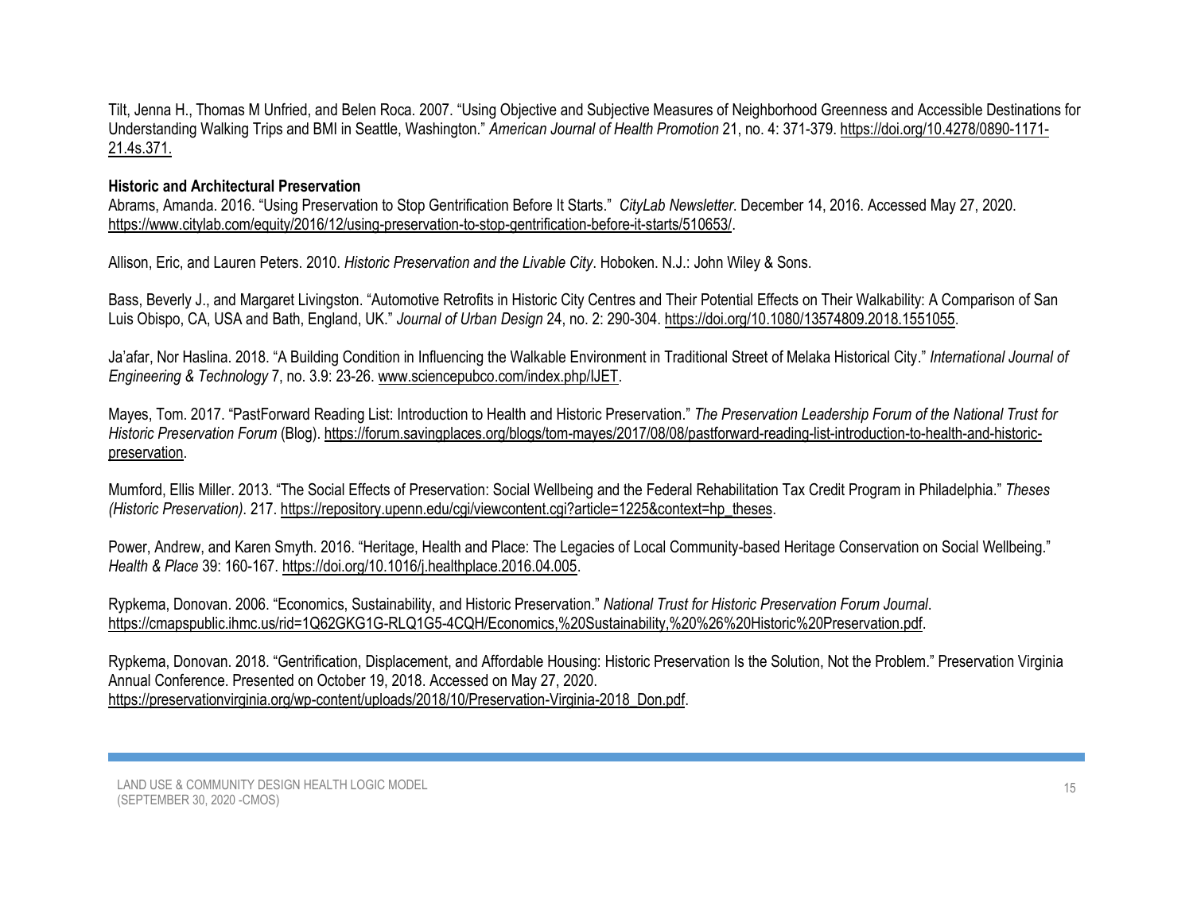Tilt, Jenna H., Thomas M Unfried, and Belen Roca. 2007. "Using Objective and Subjective Measures of Neighborhood Greenness and Accessible Destinations for Understanding Walking Trips and BMI in Seattle, Washington." *American Journal of Health Promotion* 21, no. 4: 371-379. https://doi.org/10.4278/0890-1171-21.4s.371.

**Historic and Architectural Preservation**

Abrams, Amanda. 2016. "Using Preservation to Stop Gentrification Before It Starts." *CityLab Newsletter*. December 14, 2016. Accessed May 27, 2020. https://www.citylab.com/equity/2016/12/using-preservation-to-stop-gentrification-before-it-starts/510653/.

Allison, Eric, and Lauren Peters. 2010. *Historic Preservation and the Livable City*. Hoboken. N.J.: John Wiley & Sons.

Bass, Beverly J., and Margaret Livingston. "Automotive Retrofits in Historic City Centres and Their Potential Effects on Their Walkability: A Comparison of San Luis Obispo, CA, USA and Bath, England, UK." *Journal of Urban Design* 24, no. 2: 290-304. https://doi.org/10.1080/13574809.2018.1551055.

Ja'afar, Nor Haslina. 2018. "A Building Condition in Influencing the Walkable Environment in Traditional Street of Melaka Historical City." *International Journal of Engineering & Technology* 7, no. 3.9: 23-26. www.sciencepubco.com/index.php/IJET.

Mayes, Tom. 2017. "PastForward Reading List: Introduction to Health and Historic Preservation." *The Preservation Leadership Forum of the National Trust for Historic Preservation Forum* (Blog). https://forum.savingplaces.org/blogs/tom-mayes/2017/08/08/pastforward-reading-list-introduction-to-health-and-historic-preservation.

Mumford, Ellis Miller. 2013. "The Social Effects of Preservation: Social Wellbeing and the Federal Rehabilitation Tax Credit Program in Philadelphia." *Theses (Historic Preservation)*. 217. https://repository.upenn.edu/cgi/viewcontent.cgi?article=1225&context=hp_theses.

Power, Andrew, and Karen Smyth. 2016. "Heritage, Health and Place: The Legacies of Local Community-based Heritage Conservation on Social Wellbeing." *Health & Place* 39: 160-167. https://doi.org/10.1016/j.healthplace.2016.04.005.

Rypkema, Donovan. 2006. "Economics, Sustainability, and Historic Preservation." *National Trust for Historic Preservation Forum Journal*. https://cmapspublic.ihmc.us/rid=1Q62GKG1G-RLQ1G5-4CQH/Economics,%20Sustainability,%20%26%20Historic%20Preservation.pdf.

Rypkema, Donovan. 2018. "Gentrification, Displacement, and Affordable Housing: Historic Preservation Is the Solution, Not the Problem." Preservation Virginia Annual Conference. Presented on October 19, 2018. Accessed on May 27, 2020. https://preservationvirginia.org/wp-content/uploads/2018/10/Preservation-Virginia-2018_Don.pdf.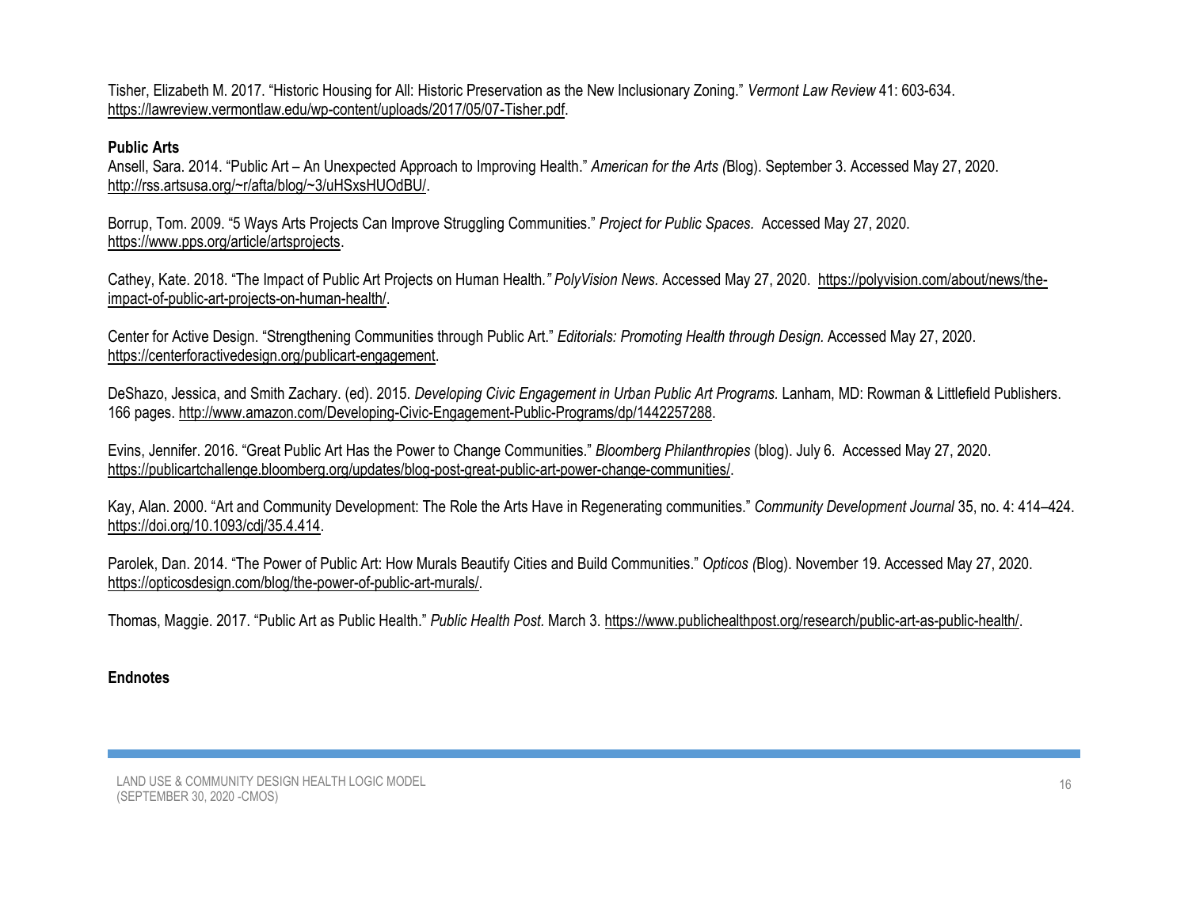Tisher, Elizabeth M. 2017. "Historic Housing for All: Historic Preservation as the New Inclusionary Zoning." *Vermont Law Review* 41: 603-634. https://lawreview.vermontlaw.edu/wp-content/uploads/2017/05/07-Tisher.pdf.

**Public Arts**

Ansell, Sara. 2014. "Public Art – An Unexpected Approach to Improving Health." *American for the Arts (*Blog). September 3. Accessed May 27, 2020. http://rss.artsusa.org/~r/afta/blog/~3/uHSxsHUOdBU/.

Borrup, Tom. 2009. "5 Ways Arts Projects Can Improve Struggling Communities." *Project for Public Spaces.* Accessed May 27, 2020. https://www.pps.org/article/artsprojects.

Cathey, Kate. 2018. "The Impact of Public Art Projects on Human Health*." PolyVision News.* Accessed May 27, 2020. https://polyvision.com/about/news/the-impact-of-public-art-projects-on-human-health/.

Center for Active Design. "Strengthening Communities through Public Art." *Editorials: Promoting Health through Design.* Accessed May 27, 2020. https://centerforactivedesign.org/publicart-engagement.

DeShazo, Jessica, and Smith Zachary. (ed). 2015. *Developing Civic Engagement in Urban Public Art Programs.* Lanham, MD: Rowman & Littlefield Publishers. 166 pages. http://www.amazon.com/Developing-Civic-Engagement-Public-Programs/dp/1442257288.

Evins, Jennifer. 2016. "Great Public Art Has the Power to Change Communities." *Bloomberg Philanthropies* (blog). July 6. Accessed May 27, 2020. https://publicartchallenge.bloomberg.org/updates/blog-post-great-public-art-power-change-communities/.

Kay, Alan. 2000. "Art and Community Development: The Role the Arts Have in Regenerating communities." *Community Development Journal* 35, no. 4: 414–424. https://doi.org/10.1093/cdj/35.4.414.

Parolek, Dan. 2014. "The Power of Public Art: How Murals Beautify Cities and Build Communities." *Opticos (*Blog). November 19. Accessed May 27, 2020. https://opticosdesign.com/blog/the-power-of-public-art-murals/.

Thomas, Maggie. 2017. "Public Art as Public Health." *Public Health Post*. March 3. https://www.publichealthpost.org/research/public-art-as-public-health/.

**Endnotes**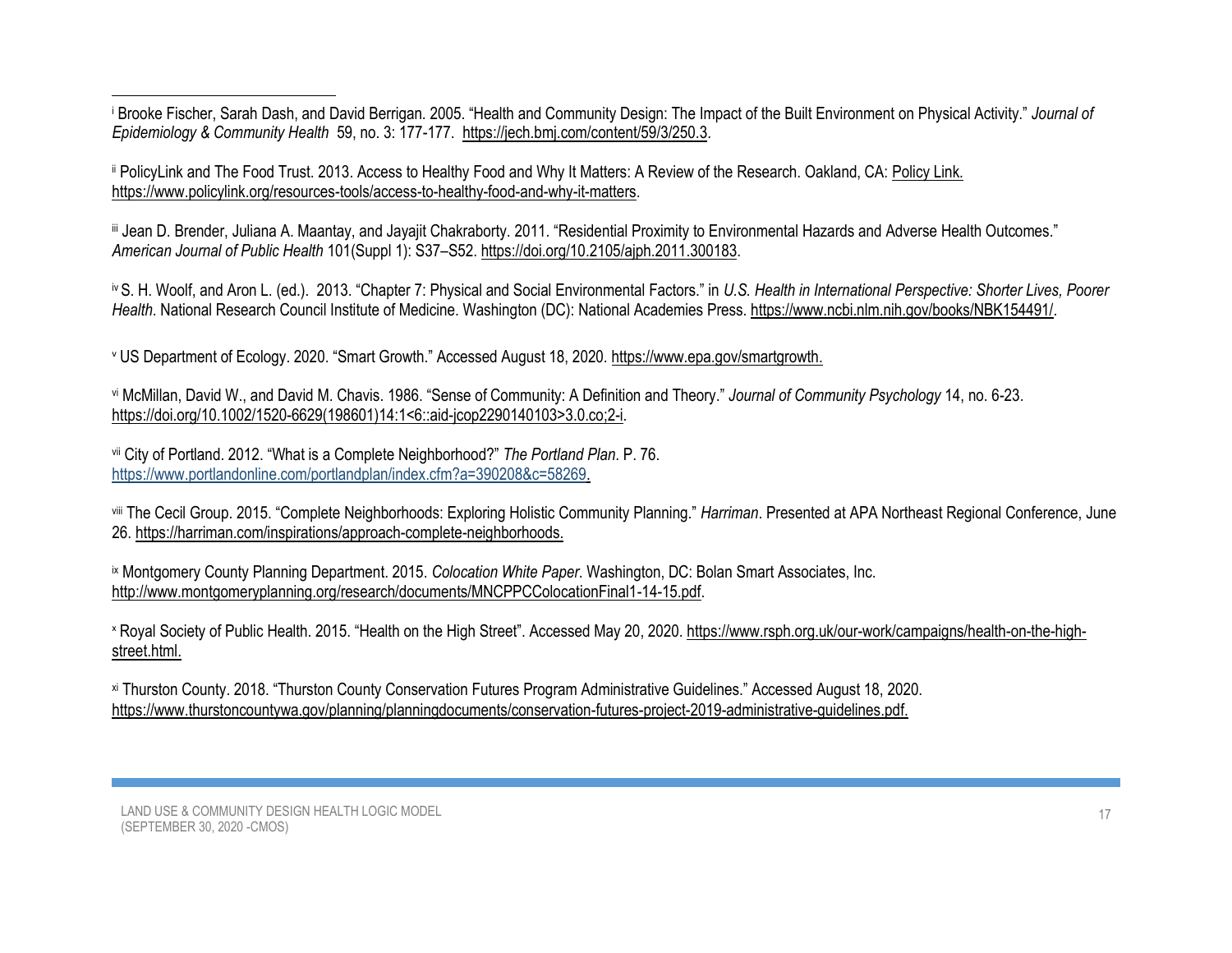[i] Brooke Fischer, Sarah Dash, and David Berrigan. 2005. "Health and Community Design: The Impact of the Built Environment on Physical Activity." *Journal of Epidemiology & Community Health* 59, no. 3: 177-177. https://jech.bmj.com/content/59/3/250.3.

[ii] PolicyLink and The Food Trust. 2013. Access to Healthy Food and Why It Matters: A Review of the Research. Oakland, CA: Policy Link. https://www.policylink.org/resources-tools/access-to-healthy-food-and-why-it-matters.

[iii] Jean D. Brender, Juliana A. Maantay, and Jayajit Chakraborty. 2011. "Residential Proximity to Environmental Hazards and Adverse Health Outcomes." *American Journal of Public Health* 101(Suppl 1): S37–S52. https://doi.org/10.2105/ajph.2011.300183.

[iv] S. H. Woolf, and Aron L. (ed.). 2013. "Chapter 7: Physical and Social Environmental Factors." in *U.S. Health in International Perspective: Shorter Lives, Poorer Health*. National Research Council Institute of Medicine. Washington (DC): National Academies Press. https://www.ncbi.nlm.nih.gov/books/NBK154491/.

[v] US Department of Ecology. 2020. "Smart Growth." Accessed August 18, 2020. https://www.epa.gov/smartgrowth.

[vi] McMillan, David W., and David M. Chavis. 1986. "Sense of Community: A Definition and Theory." *Journal of Community Psychology* 14, no. 6-23. https://doi.org/10.1002/1520-6629(198601)14:1<6::aid-jcop2290140103>3.0.co;2-i.

[vii] City of Portland. 2012. "What is a Complete Neighborhood?" *The Portland Plan*. P. 76. https://www.portlandonline.com/portlandplan/index.cfm?a=390208&c=58269.

[viii] The Cecil Group. 2015. "Complete Neighborhoods: Exploring Holistic Community Planning." *Harriman*. Presented at APA Northeast Regional Conference, June 26. https://harriman.com/inspirations/approach-complete-neighborhoods.

[ix] Montgomery County Planning Department. 2015. *Colocation White Paper*. Washington, DC: Bolan Smart Associates, Inc. http://www.montgomeryplanning.org/research/documents/MNCPPCColocationFinal1-14-15.pdf.

[x] Royal Society of Public Health. 2015. "Health on the High Street". Accessed May 20, 2020. https://www.rsph.org.uk/our-work/campaigns/health-on-the-high-street.html.

[xi] Thurston County. 2018. "Thurston County Conservation Futures Program Administrative Guidelines." Accessed August 18, 2020. https://www.thurstoncountywa.gov/planning/planningdocuments/conservation-futures-project-2019-administrative-guidelines.pdf.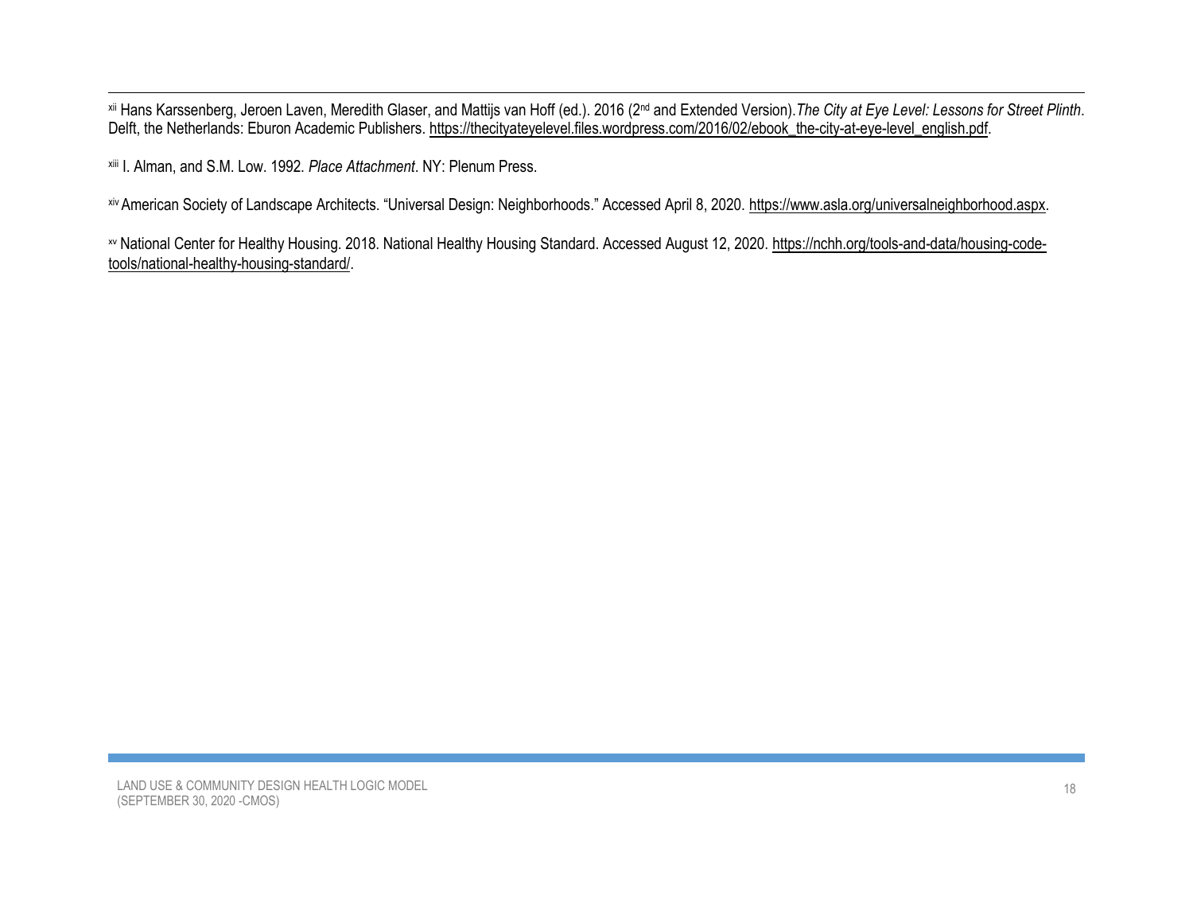[xii] Hans Karssenberg, Jeroen Laven, Meredith Glaser, and Mattijs van Hoff (ed.). 2016 (2nd and Extended Version). *The City at Eye Level: Lessons for Street Plinth*. Delft, the Netherlands: Eburon Academic Publishers. https://thecityateyelevel.files.wordpress.com/2016/02/ebook_the-city-at-eye-level_english.pdf.

[xiii] I. Alman, and S.M. Low. 1992. *Place Attachment*. NY: Plenum Press.

[xiv] American Society of Landscape Architects. "Universal Design: Neighborhoods." Accessed April 8, 2020. https://www.asla.org/universalneighborhood.aspx.

[xv] National Center for Healthy Housing. 2018. National Healthy Housing Standard. Accessed August 12, 2020. https://nchh.org/tools-and-data/housing-code-tools/national-healthy-housing-standard/.